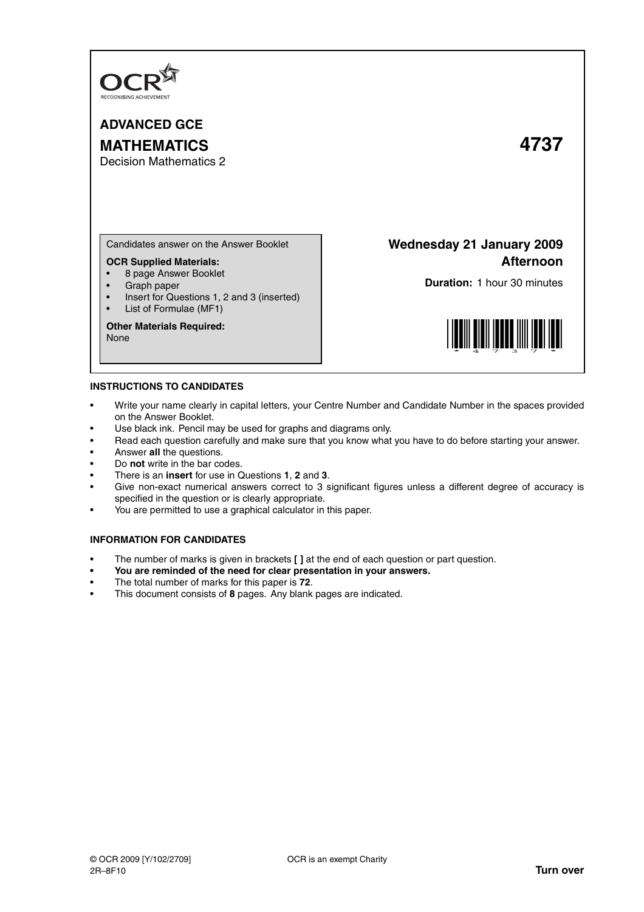OCR
RECOGNISING ACHIEVEMENT

**ADVANCED GCE**

**MATHEMATICS** **4737**

Decision Mathematics 2

Candidates answer on the Answer Booklet

**OCR Supplied Materials:**
- 8 page Answer Booklet
- Graph paper
- Insert for Questions 1, 2 and 3 (inserted)
- List of Formulae (MF1)

**Other Materials Required:**
None

**Wednesday 21 January 2009**
**Afternoon**

**Duration:** 1 hour 30 minutes

\*4737\*

**INSTRUCTIONS TO CANDIDATES**

- Write your name clearly in capital letters, your Centre Number and Candidate Number in the spaces provided on the Answer Booklet.
- Use black ink. Pencil may be used for graphs and diagrams only.
- Read each question carefully and make sure that you know what you have to do before starting your answer.
- Answer **all** the questions.
- Do **not** write in the bar codes.
- There is an **insert** for use in Questions **1**, **2** and **3**.
- Give non-exact numerical answers correct to 3 significant figures unless a different degree of accuracy is specified in the question or is clearly appropriate.
- You are permitted to use a graphical calculator in this paper.

**INFORMATION FOR CANDIDATES**

- The number of marks is given in brackets **[ ]** at the end of each question or part question.
- **You are reminded of the need for clear presentation in your answers.**
- The total number of marks for this paper is **72**.
- This document consists of **8** pages. Any blank pages are indicated.

© OCR 2009 [Y/102/2709]
2R–8F10

OCR is an exempt Charity

**Turn over**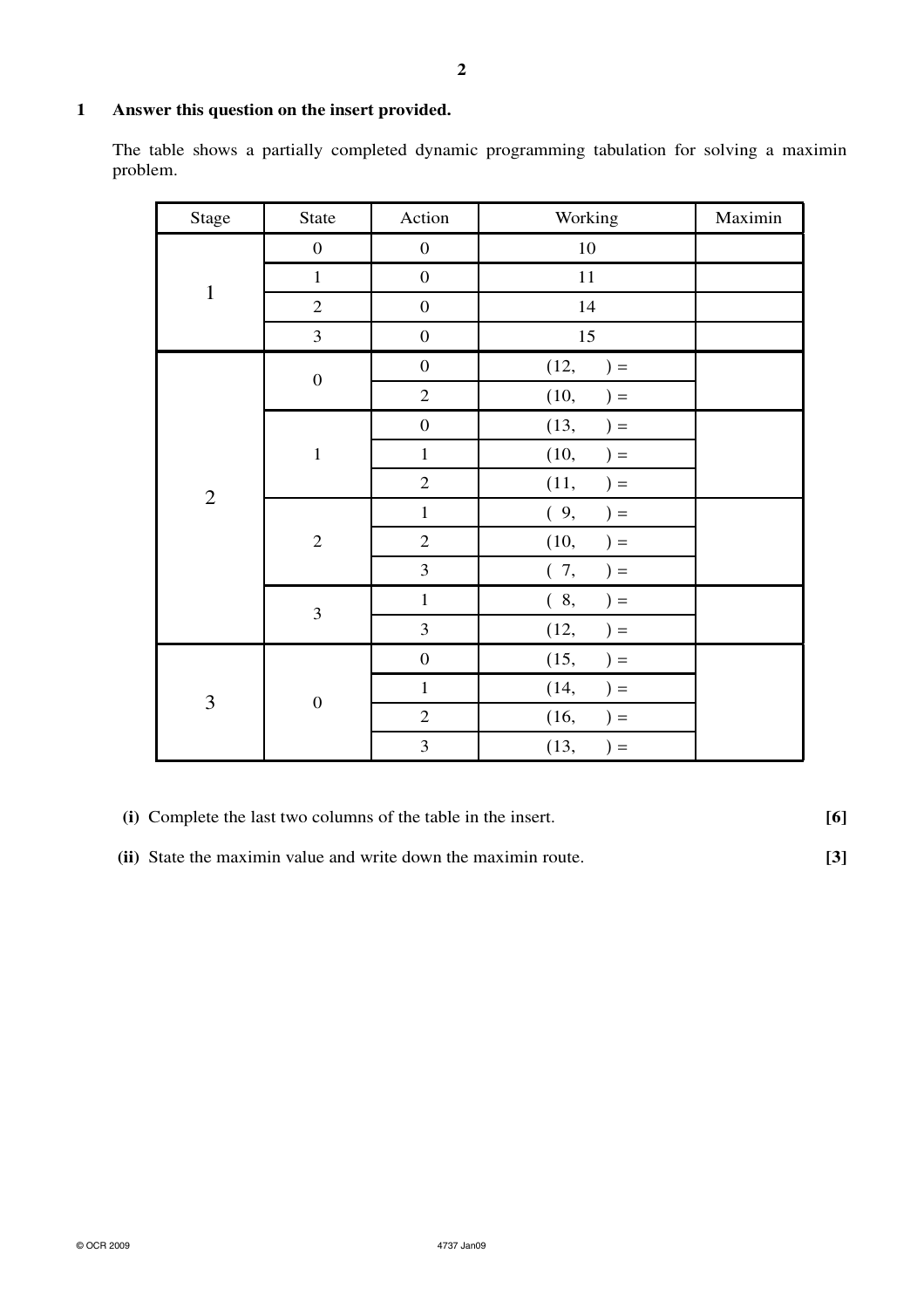**1** **Answer this question on the insert provided.**

The table shows a partially completed dynamic programming tabulation for solving a maximin problem.

| Stage | State | Action | Working | Maximin |
|---|---|---|---|---|
| 1 | 0 | 0 | 10 | |
| | 1 | 0 | 11 | |
| | 2 | 0 | 14 | |
| | 3 | 0 | 15 | |
| 2 | 0 | 0 | (12, &nbsp;&nbsp;&nbsp; ) = | |
| | | 2 | (10, &nbsp;&nbsp;&nbsp; ) = | |
| | 1 | 0 | (13, &nbsp;&nbsp;&nbsp; ) = | |
| | | 1 | (10, &nbsp;&nbsp;&nbsp; ) = | |
| | | 2 | (11, &nbsp;&nbsp;&nbsp; ) = | |
| | 2 | 1 | ( 9, &nbsp;&nbsp;&nbsp; ) = | |
| | | 2 | (10, &nbsp;&nbsp;&nbsp; ) = | |
| | | 3 | ( 7, &nbsp;&nbsp;&nbsp; ) = | |
| | 3 | 1 | ( 8, &nbsp;&nbsp;&nbsp; ) = | |
| | | 3 | (12, &nbsp;&nbsp;&nbsp; ) = | |
| 3 | 0 | 0 | (15, &nbsp;&nbsp;&nbsp; ) = | |
| | | 1 | (14, &nbsp;&nbsp;&nbsp; ) = | |
| | | 2 | (16, &nbsp;&nbsp;&nbsp; ) = | |
| | | 3 | (13, &nbsp;&nbsp;&nbsp; ) = | |

**(i)** Complete the last two columns of the table in the insert. **[6]**

**(ii)** State the maximin value and write down the maximin route. **[3]**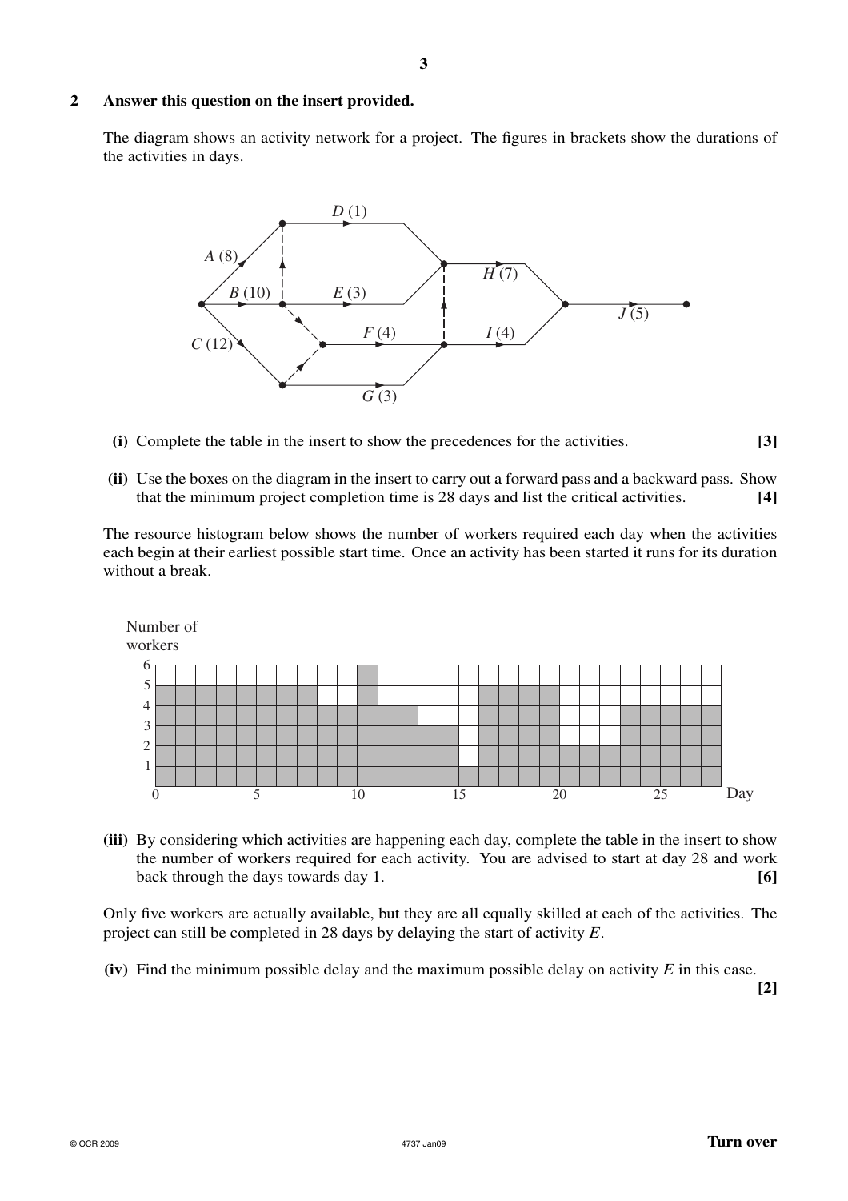**2** **Answer this question on the insert provided.**

The diagram shows an activity network for a project. The figures in brackets show the durations of the activities in days.

**(i)** Complete the table in the insert to show the precedences for the activities. **[3]**

**(ii)** Use the boxes on the diagram in the insert to carry out a forward pass and a backward pass. Show that the minimum project completion time is 28 days and list the critical activities. **[4]**

The resource histogram below shows the number of workers required each day when the activities each begin at their earliest possible start time. Once an activity has been started it runs for its duration without a break.

**(iii)** By considering which activities are happening each day, complete the table in the insert to show the number of workers required for each activity. You are advised to start at day 28 and work back through the days towards day 1. **[6]**

Only five workers are actually available, but they are all equally skilled at each of the activities. The project can still be completed in 28 days by delaying the start of activity *E*.

**(iv)** Find the minimum possible delay and the maximum possible delay on activity *E* in this case. **[2]**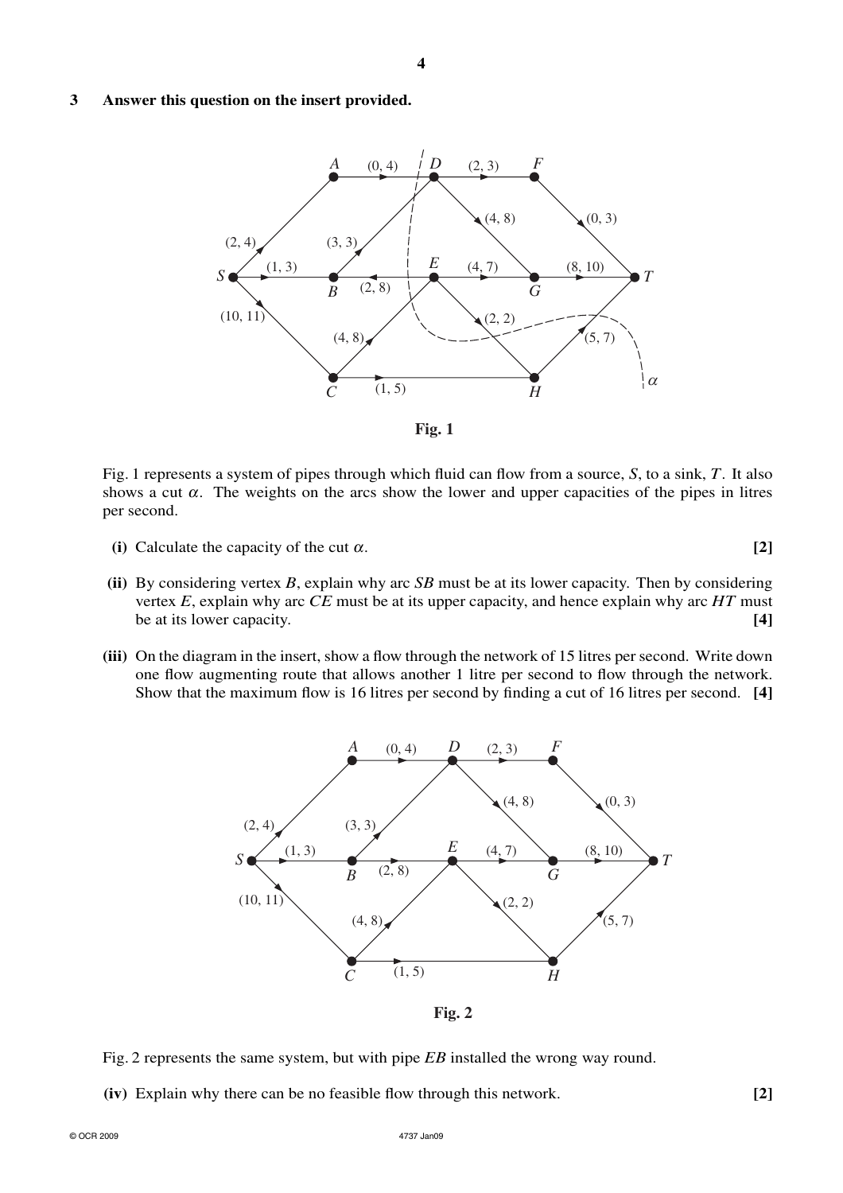**3 Answer this question on the insert provided.**

Fig. 1

Fig. 1 represents a system of pipes through which fluid can flow from a source, $S$, to a sink, $T$. It also shows a cut $\alpha$. The weights on the arcs show the lower and upper capacities of the pipes in litres per second.

**(i)** Calculate the capacity of the cut $\alpha$. **[2]**

**(ii)** By considering vertex $B$, explain why arc $SB$ must be at its lower capacity. Then by considering vertex $E$, explain why arc $CE$ must be at its upper capacity, and hence explain why arc $HT$ must be at its lower capacity. **[4]**

**(iii)** On the diagram in the insert, show a flow through the network of 15 litres per second. Write down one flow augmenting route that allows another 1 litre per second to flow through the network. Show that the maximum flow is 16 litres per second by finding a cut of 16 litres per second. **[4]**

Fig. 2

Fig. 2 represents the same system, but with pipe $EB$ installed the wrong way round.

**(iv)** Explain why there can be no feasible flow through this network. **[2]**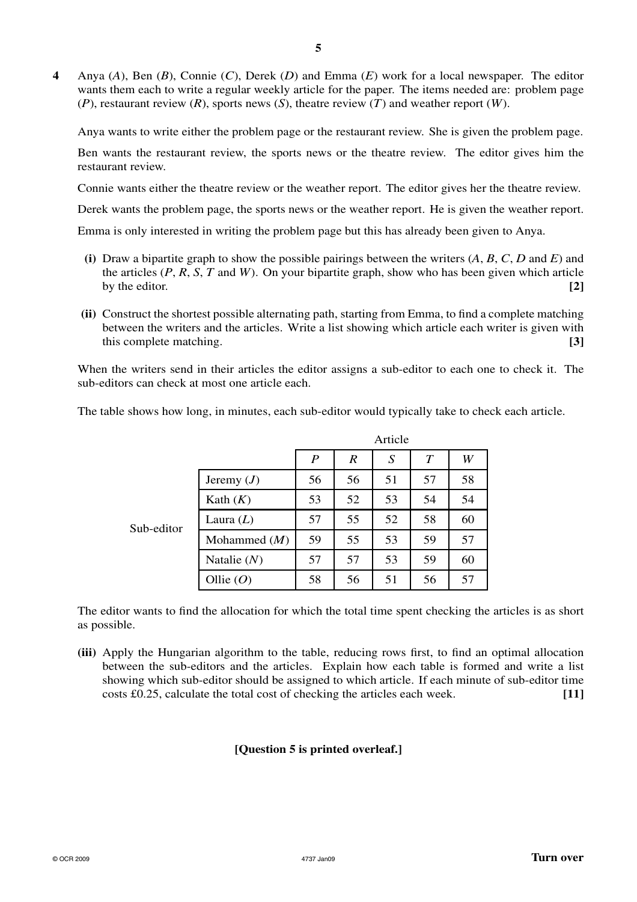**4** Anya ($A$), Ben ($B$), Connie ($C$), Derek ($D$) and Emma ($E$) work for a local newspaper. The editor wants them each to write a regular weekly article for the paper. The items needed are: problem page ($P$), restaurant review ($R$), sports news ($S$), theatre review ($T$) and weather report ($W$).

Anya wants to write either the problem page or the restaurant review. She is given the problem page.

Ben wants the restaurant review, the sports news or the theatre review. The editor gives him the restaurant review.

Connie wants either the theatre review or the weather report. The editor gives her the theatre review.

Derek wants the problem page, the sports news or the weather report. He is given the weather report.

Emma is only interested in writing the problem page but this has already been given to Anya.

**(i)** Draw a bipartite graph to show the possible pairings between the writers ($A$, $B$, $C$, $D$ and $E$) and the articles ($P$, $R$, $S$, $T$ and $W$). On your bipartite graph, show who has been given which article by the editor. **[2]**

**(ii)** Construct the shortest possible alternating path, starting from Emma, to find a complete matching between the writers and the articles. Write a list showing which article each writer is given with this complete matching. **[3]**

When the writers send in their articles the editor assigns a sub-editor to each one to check it. The sub-editors can check at most one article each.

The table shows how long, in minutes, each sub-editor would typically take to check each article.

| | | Article | | | | |
|---|---|---|---|---|---|---|
| | | $P$ | $R$ | $S$ | $T$ | $W$ |
| Sub-editor | Jeremy ($J$) | 56 | 56 | 51 | 57 | 58 |
| | Kath ($K$) | 53 | 52 | 53 | 54 | 54 |
| | Laura ($L$) | 57 | 55 | 52 | 58 | 60 |
| | Mohammed ($M$) | 59 | 55 | 53 | 59 | 57 |
| | Natalie ($N$) | 57 | 57 | 53 | 59 | 60 |
| | Ollie ($O$) | 58 | 56 | 51 | 56 | 57 |

The editor wants to find the allocation for which the total time spent checking the articles is as short as possible.

**(iii)** Apply the Hungarian algorithm to the table, reducing rows first, to find an optimal allocation between the sub-editors and the articles. Explain how each table is formed and write a list showing which sub-editor should be assigned to which article. If each minute of sub-editor time costs £0.25, calculate the total cost of checking the articles each week. **[11]**

**[Question 5 is printed overleaf.]**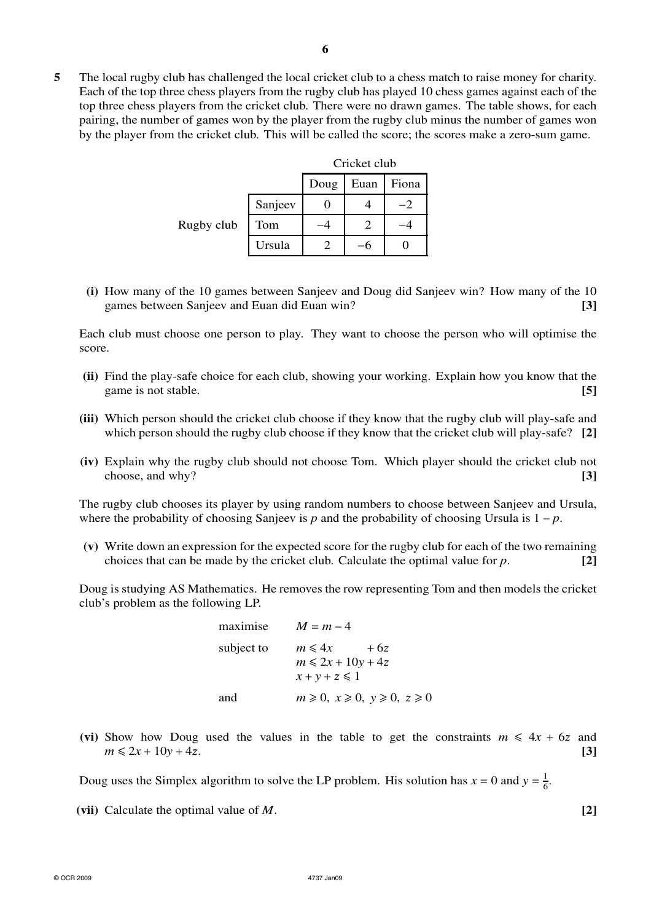**5** The local rugby club has challenged the local cricket club to a chess match to raise money for charity. Each of the top three chess players from the rugby club has played 10 chess games against each of the top three chess players from the cricket club. There were no drawn games. The table shows, for each pairing, the number of games won by the player from the rugby club minus the number of games won by the player from the cricket club. This will be called the score; the scores make a zero-sum game.

| | | Cricket club | | |
|---|---|---|---|---|
| | | Doug | Euan | Fiona |
| Rugby club | Sanjeev | 0 | 4 | −2 |
| | Tom | −4 | 2 | −4 |
| | Ursula | 2 | −6 | 0 |

**(i)** How many of the 10 games between Sanjeev and Doug did Sanjeev win? How many of the 10 games between Sanjeev and Euan did Euan win? **[3]**

Each club must choose one person to play. They want to choose the person who will optimise the score.

**(ii)** Find the play-safe choice for each club, showing your working. Explain how you know that the game is not stable. **[5]**

**(iii)** Which person should the cricket club choose if they know that the rugby club will play-safe and which person should the rugby club choose if they know that the cricket club will play-safe? **[2]**

**(iv)** Explain why the rugby club should not choose Tom. Which player should the cricket club not choose, and why? **[3]**

The rugby club chooses its player by using random numbers to choose between Sanjeev and Ursula, where the probability of choosing Sanjeev is $p$ and the probability of choosing Ursula is $1 - p$.

**(v)** Write down an expression for the expected score for the rugby club for each of the two remaining choices that can be made by the cricket club. Calculate the optimal value for $p$. **[2]**

Doug is studying AS Mathematics. He removes the row representing Tom and then models the cricket club's problem as the following LP.

$$
\begin{array}{ll}
\text{maximise} & M = m - 4 \\
\text{subject to} & m \leqslant 4x \qquad\quad + 6z \\
 & m \leqslant 2x + 10y + 4z \\
 & x + y + z \leqslant 1 \\
\text{and} & m \geqslant 0,\ x \geqslant 0,\ y \geqslant 0,\ z \geqslant 0
\end{array}
$$

**(vi)** Show how Doug used the values in the table to get the constraints $m \leqslant 4x + 6z$ and $m \leqslant 2x + 10y + 4z$. **[3]**

Doug uses the Simplex algorithm to solve the LP problem. His solution has $x = 0$ and $y = \frac{1}{6}$.

**(vii)** Calculate the optimal value of $M$. **[2]**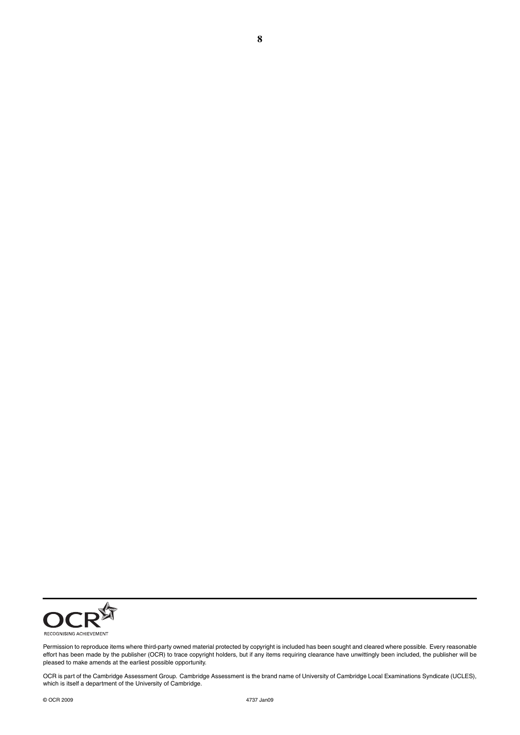RECOGNISING ACHIEVEMENT

Permission to reproduce items where third-party owned material protected by copyright is included has been sought and cleared where possible. Every reasonable effort has been made by the publisher (OCR) to trace copyright holders, but if any items requiring clearance have unwittingly been included, the publisher will be pleased to make amends at the earliest possible opportunity.

OCR is part of the Cambridge Assessment Group. Cambridge Assessment is the brand name of University of Cambridge Local Examinations Syndicate (UCLES), which is itself a department of the University of Cambridge.

© OCR 2009

4737 Jan09